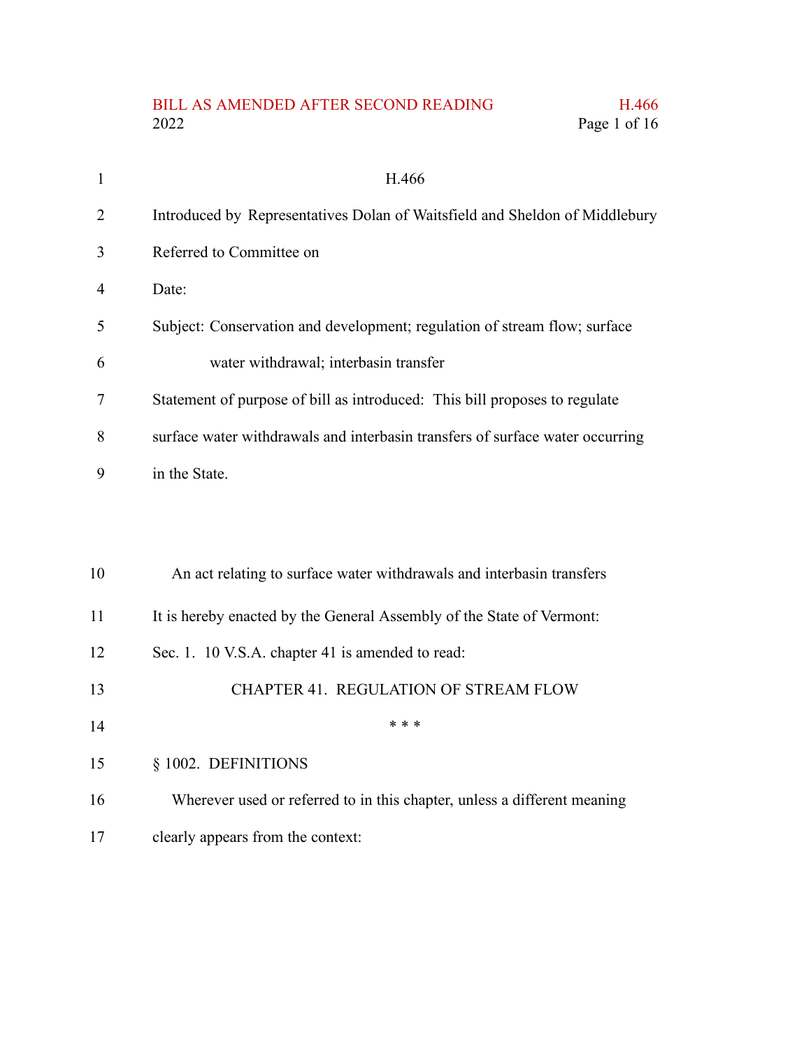H.466

Introduced by Representatives Dolan of Waitsfield and Sheldon of Middlebury

Referred to Committee on

Date:

Subject: Conservation and development; regulation of stream flow; surface water withdrawal; interbasin transfer

Statement of purpose of bill as introduced: This bill proposes to regulate surface water withdrawals and interbasin transfers of surface water occurring in the State.

An act relating to surface water withdrawals and interbasin transfers

It is hereby enacted by the General Assembly of the State of Vermont:

Sec. 1. 10 V.S.A. chapter 41 is amended to read:

CHAPTER 41. REGULATION OF STREAM FLOW

\* \* \*

§ 1002. DEFINITIONS

Wherever used or referred to in this chapter, unless a different meaning clearly appears from the context: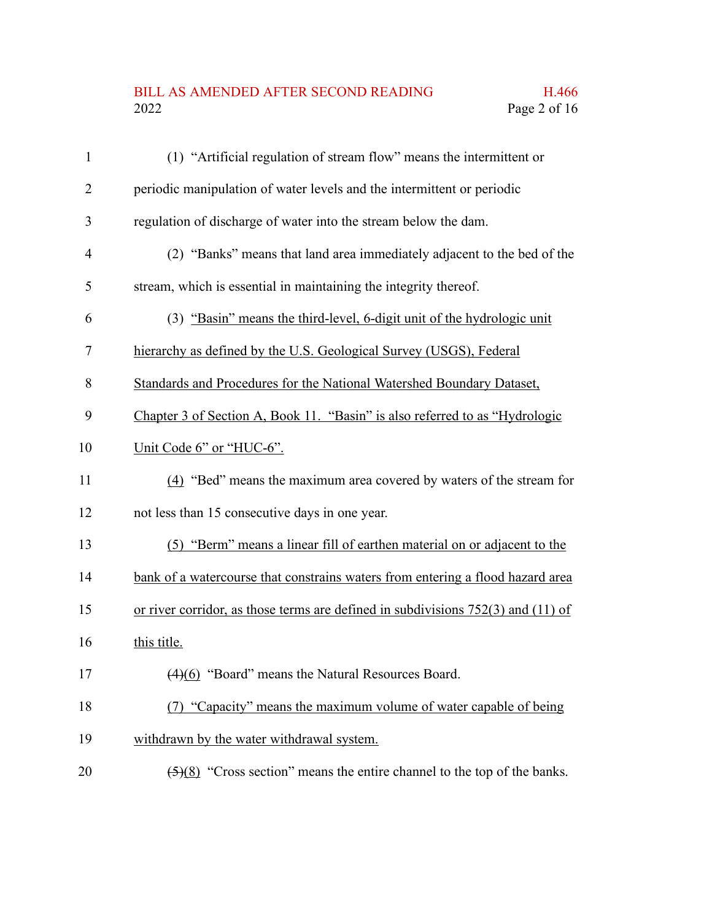(1) "Artificial regulation of stream flow" means the intermittent or periodic manipulation of water levels and the intermittent or periodic regulation of discharge of water into the stream below the dam.

(2) "Banks" means that land area immediately adjacent to the bed of the stream, which is essential in maintaining the integrity thereof.

(3) <u>"Basin" means the third-level, 6-digit unit of the hydrologic unit hierarchy as defined by the U.S. Geological Survey (USGS), Federal Standards and Procedures for the National Watershed Boundary Dataset, Chapter 3 of Section A, Book 11. "Basin" is also referred to as "Hydrologic Unit Code 6" or "HUC-6".</u>

<u>(4)</u> "Bed" means the maximum area covered by waters of the stream for not less than 15 consecutive days in one year.

<u>(5) "Berm" means a linear fill of earthen material on or adjacent to the bank of a watercourse that constrains waters from entering a flood hazard area or river corridor, as those terms are defined in subdivisions 752(3) and (11) of this title.</u>

~~(4)~~<u>(6)</u> "Board" means the Natural Resources Board.

<u>(7) "Capacity" means the maximum volume of water capable of being withdrawn by the water withdrawal system.</u>

~~(5)~~<u>(8)</u> "Cross section" means the entire channel to the top of the banks.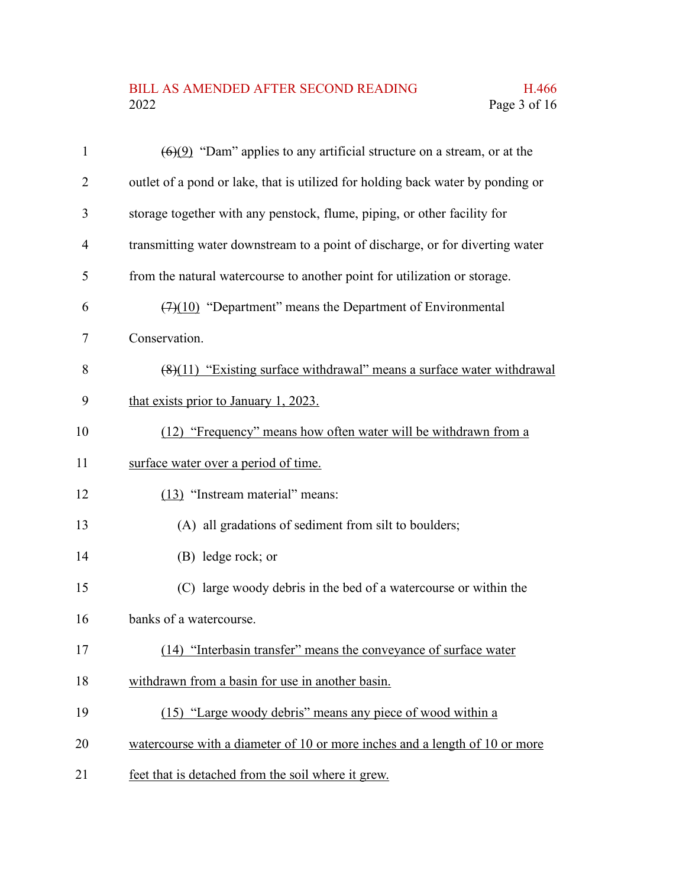~~(6)~~<u>(9)</u> "Dam" applies to any artificial structure on a stream, or at the outlet of a pond or lake, that is utilized for holding back water by ponding or storage together with any penstock, flume, piping, or other facility for transmitting water downstream to a point of discharge, or for diverting water from the natural watercourse to another point for utilization or storage.

~~(7)~~<u>(10)</u> "Department" means the Department of Environmental Conservation.

~~(8)~~<u>(11) "Existing surface withdrawal" means a surface water withdrawal that exists prior to January 1, 2023.</u>

<u>(12) "Frequency" means how often water will be withdrawn from a surface water over a period of time.</u>

<u>(13)</u> "Instream material" means:

(A) all gradations of sediment from silt to boulders;

(B) ledge rock; or

(C) large woody debris in the bed of a watercourse or within the banks of a watercourse.

<u>(14) "Interbasin transfer" means the conveyance of surface water withdrawn from a basin for use in another basin.</u>

<u>(15) "Large woody debris" means any piece of wood within a watercourse with a diameter of 10 or more inches and a length of 10 or more feet that is detached from the soil where it grew.</u>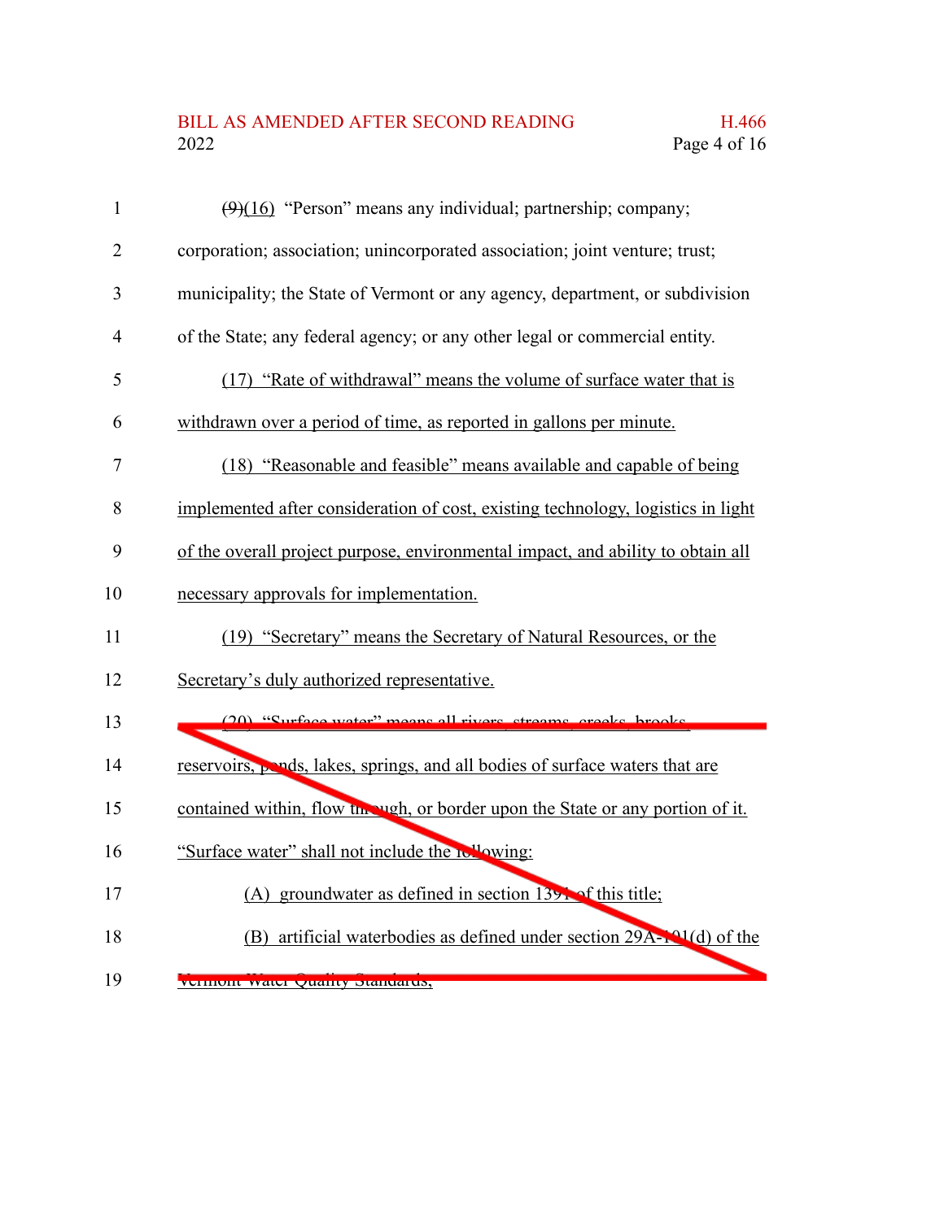~~(9)~~(16) "Person" means any individual; partnership; company; corporation; association; unincorporated association; joint venture; trust; municipality; the State of Vermont or any agency, department, or subdivision of the State; any federal agency; or any other legal or commercial entity.

(17) "Rate of withdrawal" means the volume of surface water that is withdrawn over a period of time, as reported in gallons per minute.

(18) "Reasonable and feasible" means available and capable of being implemented after consideration of cost, existing technology, logistics in light of the overall project purpose, environmental impact, and ability to obtain all necessary approvals for implementation.

(19) "Secretary" means the Secretary of Natural Resources, or the Secretary's duly authorized representative.

(20) "Surface water" means all rivers, streams, creeks, brooks, reservoirs, ponds, lakes, springs, and all bodies of surface waters that are contained within, flow through, or border upon the State or any portion of it. "Surface water" shall not include the following:

(A) groundwater as defined in section 1391 of this title;

(B) artificial waterbodies as defined under section 29A-101(d) of the Vermont Water Quality Standards;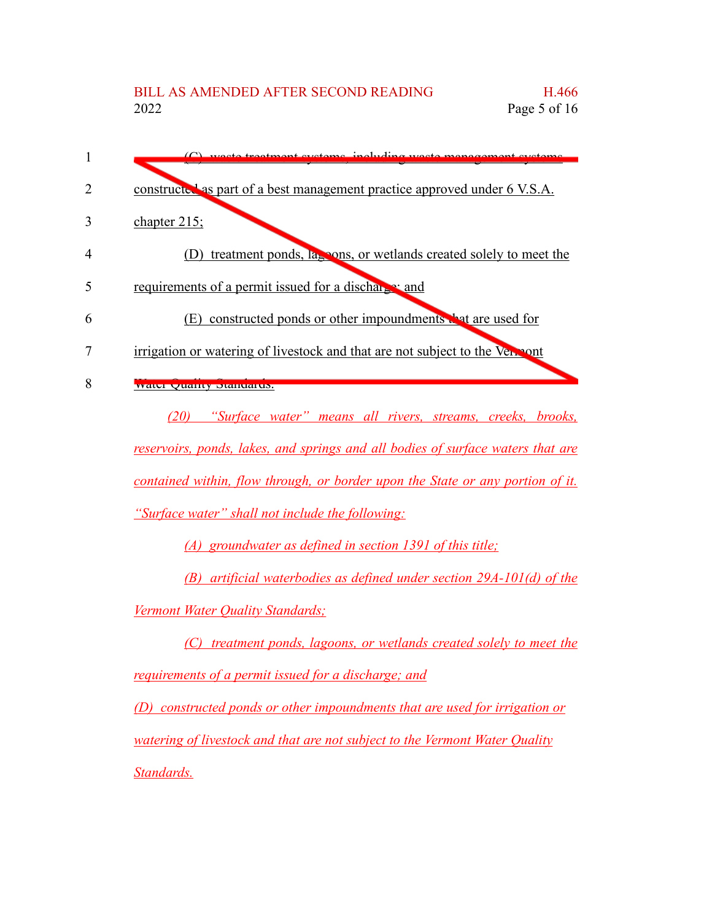~~(C) waste treatment systems, including waste management systems constructed as part of a best management practice approved under 6 V.S.A. chapter 215;~~

~~(D) treatment ponds, lagoons, or wetlands created solely to meet the requirements of a permit issued for a discharge; and~~

~~(E) constructed ponds or other impoundments that are used for irrigation or watering of livestock and that are not subject to the Vermont Water Quality Standards.~~

*(20) "Surface water" means all rivers, streams, creeks, brooks, reservoirs, ponds, lakes, and springs and all bodies of surface waters that are contained within, flow through, or border upon the State or any portion of it. "Surface water" shall not include the following:*

*(A) groundwater as defined in section 1391 of this title;*

*(B) artificial waterbodies as defined under section 29A-101(d) of the Vermont Water Quality Standards;*

*(C) treatment ponds, lagoons, or wetlands created solely to meet the requirements of a permit issued for a discharge; and*

*(D) constructed ponds or other impoundments that are used for irrigation or watering of livestock and that are not subject to the Vermont Water Quality Standards.*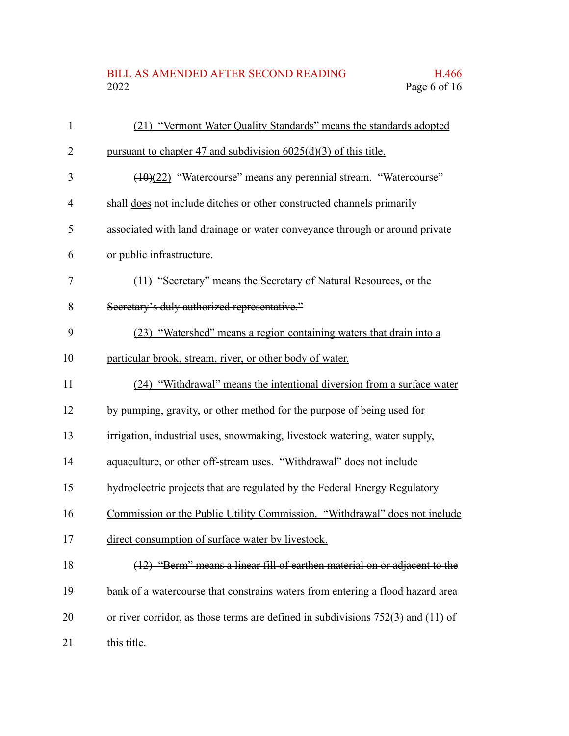(21) "Vermont Water Quality Standards" means the standards adopted pursuant to chapter 47 and subdivision 6025(d)(3) of this title.

~~(10)~~(22) "Watercourse" means any perennial stream. "Watercourse" ~~shall~~ does not include ditches or other constructed channels primarily associated with land drainage or water conveyance through or around private or public infrastructure.

~~(11) "Secretary" means the Secretary of Natural Resources, or the Secretary's duly authorized representative."~~

(23) "Watershed" means a region containing waters that drain into a particular brook, stream, river, or other body of water.

(24) "Withdrawal" means the intentional diversion from a surface water by pumping, gravity, or other method for the purpose of being used for irrigation, industrial uses, snowmaking, livestock watering, water supply, aquaculture, or other off-stream uses. "Withdrawal" does not include hydroelectric projects that are regulated by the Federal Energy Regulatory Commission or the Public Utility Commission. "Withdrawal" does not include direct consumption of surface water by livestock.

~~(12) "Berm" means a linear fill of earthen material on or adjacent to the bank of a watercourse that constrains waters from entering a flood hazard area or river corridor, as those terms are defined in subdivisions 752(3) and (11) of this title.~~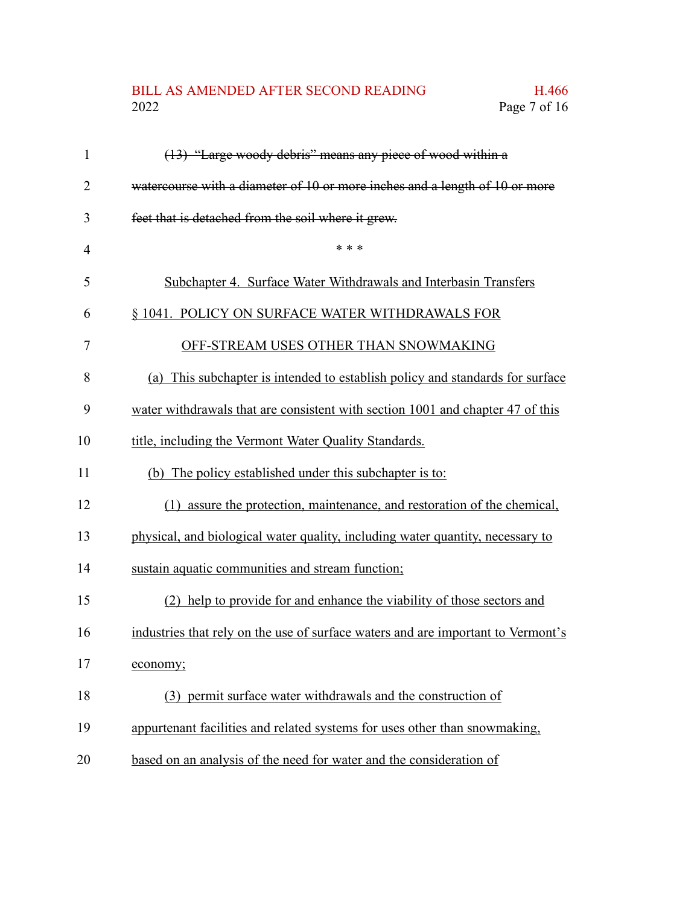~~(13) "Large woody debris" means any piece of wood within a watercourse with a diameter of 10 or more inches and a length of 10 or more feet that is detached from the soil where it grew.~~

\* \* \*

<u>Subchapter 4. Surface Water Withdrawals and Interbasin Transfers</u>

<u>§ 1041. POLICY ON SURFACE WATER WITHDRAWALS FOR OFF-STREAM USES OTHER THAN SNOWMAKING</u>

<u>(a) This subchapter is intended to establish policy and standards for surface water withdrawals that are consistent with section 1001 and chapter 47 of this title, including the Vermont Water Quality Standards.</u>

<u>(b) The policy established under this subchapter is to:</u>

<u>(1) assure the protection, maintenance, and restoration of the chemical, physical, and biological water quality, including water quantity, necessary to sustain aquatic communities and stream function;</u>

<u>(2) help to provide for and enhance the viability of those sectors and industries that rely on the use of surface waters and are important to Vermont's economy;</u>

<u>(3) permit surface water withdrawals and the construction of appurtenant facilities and related systems for uses other than snowmaking, based on an analysis of the need for water and the consideration of</u>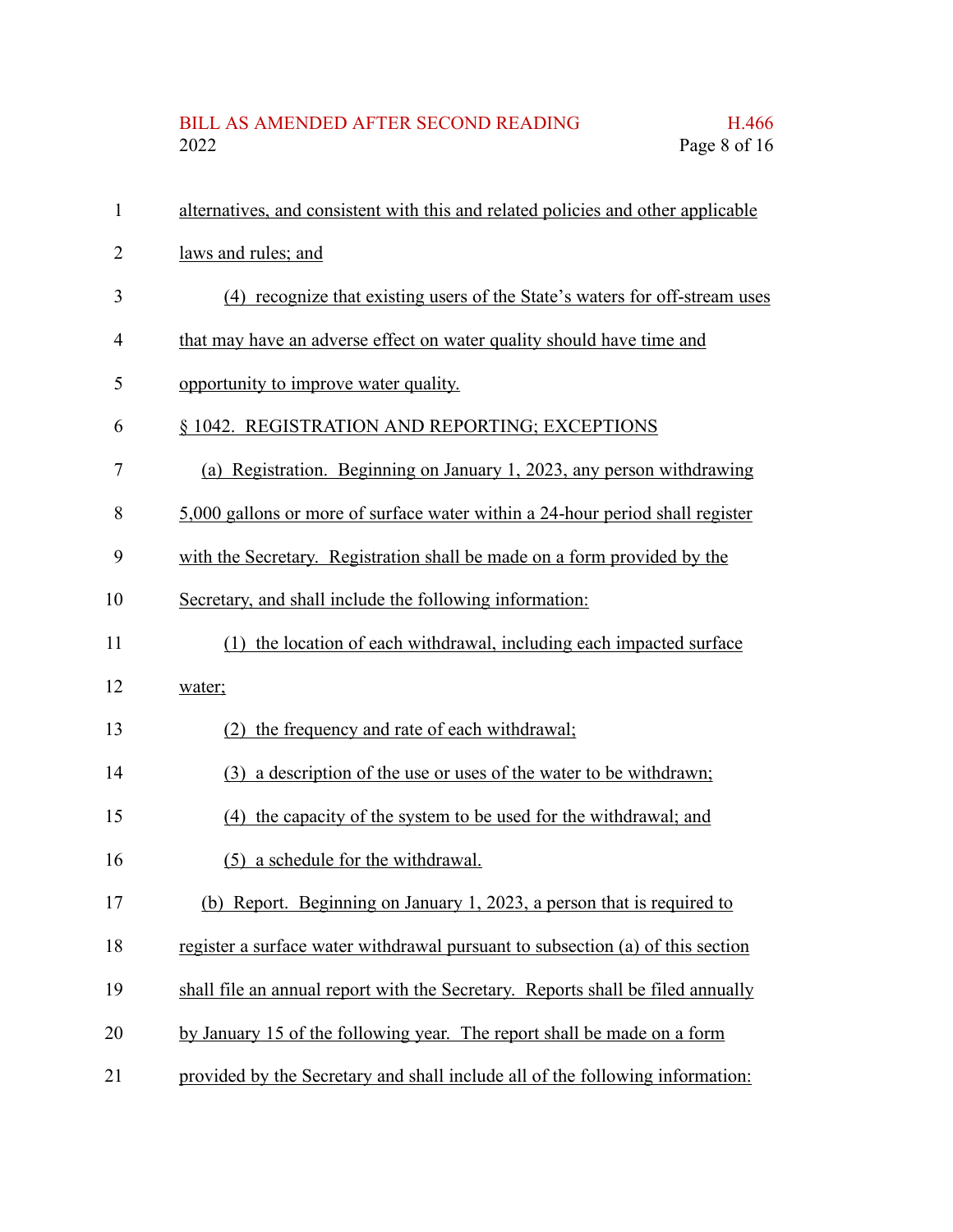alternatives, and consistent with this and related policies and other applicable laws and rules; and

(4) recognize that existing users of the State's waters for off-stream uses that may have an adverse effect on water quality should have time and opportunity to improve water quality.

§ 1042. REGISTRATION AND REPORTING; EXCEPTIONS

(a) Registration. Beginning on January 1, 2023, any person withdrawing 5,000 gallons or more of surface water within a 24-hour period shall register with the Secretary. Registration shall be made on a form provided by the Secretary, and shall include the following information:

(1) the location of each withdrawal, including each impacted surface water;

(2) the frequency and rate of each withdrawal;

(3) a description of the use or uses of the water to be withdrawn;

(4) the capacity of the system to be used for the withdrawal; and

(5) a schedule for the withdrawal.

(b) Report. Beginning on January 1, 2023, a person that is required to register a surface water withdrawal pursuant to subsection (a) of this section shall file an annual report with the Secretary. Reports shall be filed annually by January 15 of the following year. The report shall be made on a form provided by the Secretary and shall include all of the following information: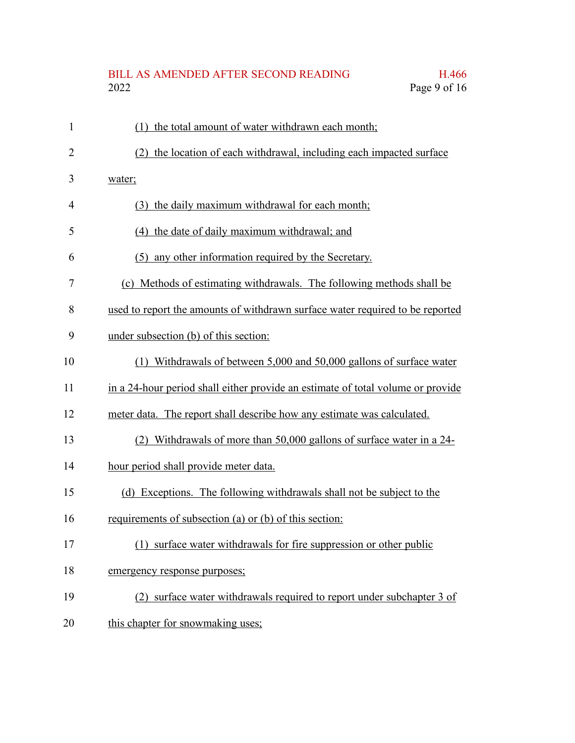(1) the total amount of water withdrawn each month;

(2) the location of each withdrawal, including each impacted surface water;

(3) the daily maximum withdrawal for each month;

(4) the date of daily maximum withdrawal; and

(5) any other information required by the Secretary.

(c) Methods of estimating withdrawals. The following methods shall be used to report the amounts of withdrawn surface water required to be reported under subsection (b) of this section:

(1) Withdrawals of between 5,000 and 50,000 gallons of surface water in a 24-hour period shall either provide an estimate of total volume or provide meter data. The report shall describe how any estimate was calculated.

(2) Withdrawals of more than 50,000 gallons of surface water in a 24-hour period shall provide meter data.

(d) Exceptions. The following withdrawals shall not be subject to the requirements of subsection (a) or (b) of this section:

(1) surface water withdrawals for fire suppression or other public emergency response purposes;

(2) surface water withdrawals required to report under subchapter 3 of this chapter for snowmaking uses;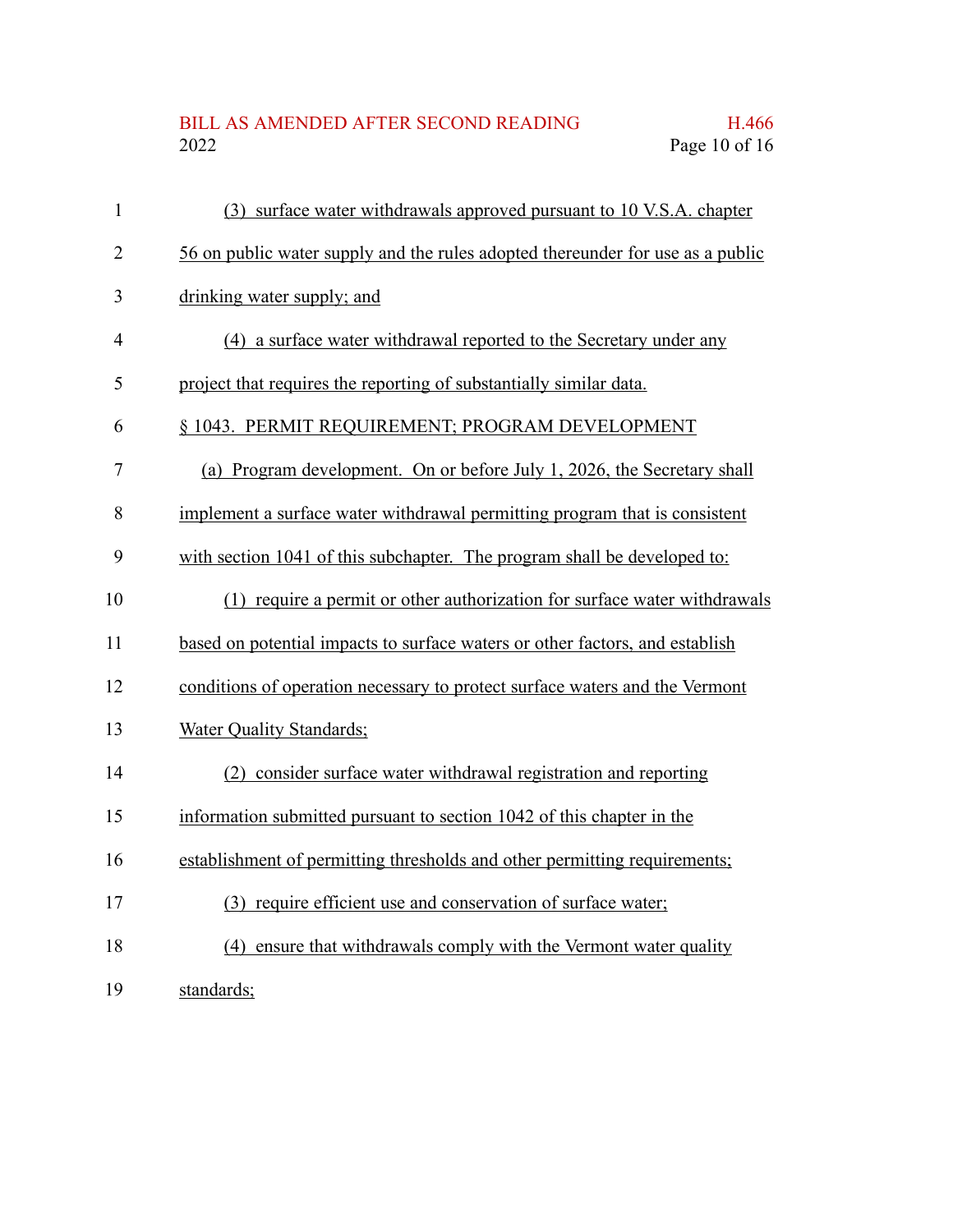(3) surface water withdrawals approved pursuant to 10 V.S.A. chapter 56 on public water supply and the rules adopted thereunder for use as a public drinking water supply; and

(4) a surface water withdrawal reported to the Secretary under any project that requires the reporting of substantially similar data.

§ 1043. PERMIT REQUIREMENT; PROGRAM DEVELOPMENT

(a) Program development. On or before July 1, 2026, the Secretary shall implement a surface water withdrawal permitting program that is consistent with section 1041 of this subchapter. The program shall be developed to:

(1) require a permit or other authorization for surface water withdrawals based on potential impacts to surface waters or other factors, and establish conditions of operation necessary to protect surface waters and the Vermont Water Quality Standards;

(2) consider surface water withdrawal registration and reporting information submitted pursuant to section 1042 of this chapter in the establishment of permitting thresholds and other permitting requirements;

(3) require efficient use and conservation of surface water;

(4) ensure that withdrawals comply with the Vermont water quality standards;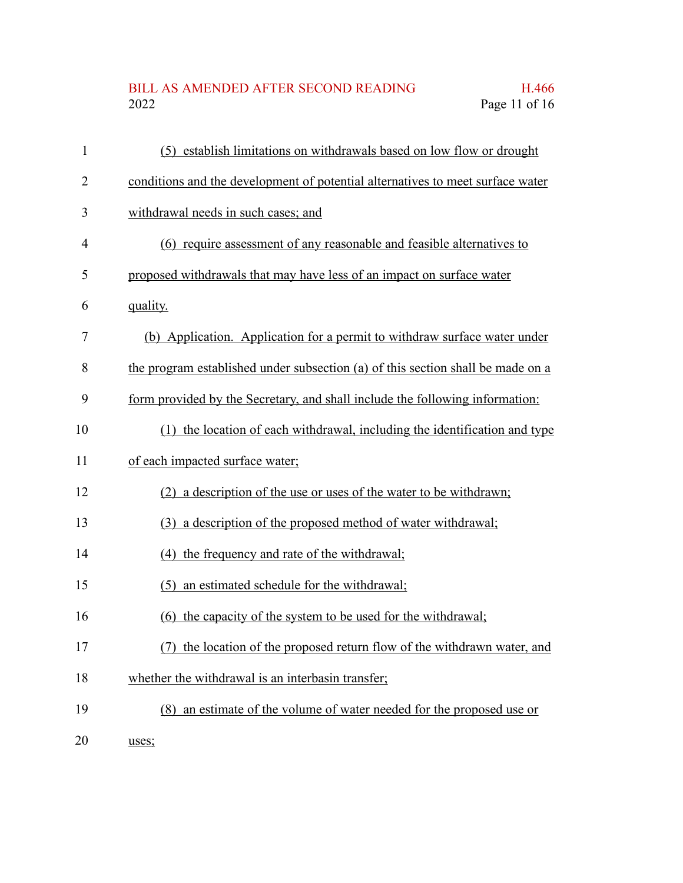(5) establish limitations on withdrawals based on low flow or drought conditions and the development of potential alternatives to meet surface water withdrawal needs in such cases; and

(6) require assessment of any reasonable and feasible alternatives to proposed withdrawals that may have less of an impact on surface water quality.

(b) Application. Application for a permit to withdraw surface water under the program established under subsection (a) of this section shall be made on a form provided by the Secretary, and shall include the following information:

(1) the location of each withdrawal, including the identification and type of each impacted surface water;

(2) a description of the use or uses of the water to be withdrawn;

(3) a description of the proposed method of water withdrawal;

(4) the frequency and rate of the withdrawal;

(5) an estimated schedule for the withdrawal;

(6) the capacity of the system to be used for the withdrawal;

(7) the location of the proposed return flow of the withdrawn water, and whether the withdrawal is an interbasin transfer;

(8) an estimate of the volume of water needed for the proposed use or uses;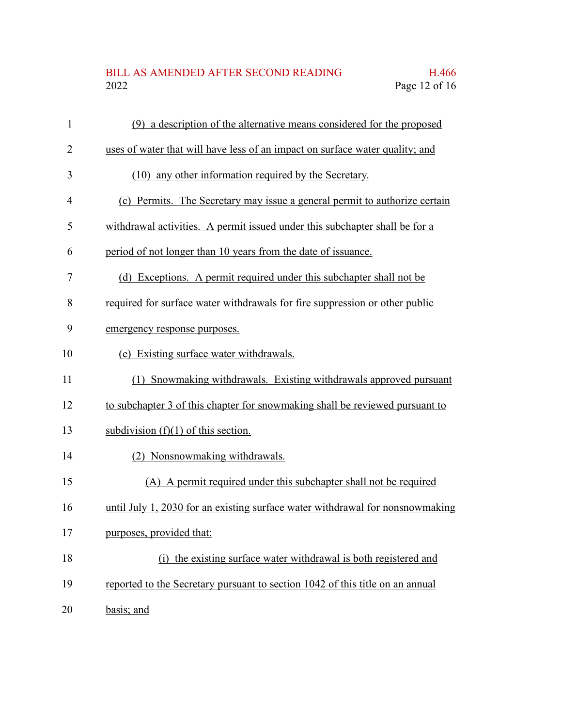(9) a description of the alternative means considered for the proposed uses of water that will have less of an impact on surface water quality; and

(10) any other information required by the Secretary.

(c) Permits. The Secretary may issue a general permit to authorize certain withdrawal activities. A permit issued under this subchapter shall be for a period of not longer than 10 years from the date of issuance.

(d) Exceptions. A permit required under this subchapter shall not be required for surface water withdrawals for fire suppression or other public emergency response purposes.

(e) Existing surface water withdrawals.

(1) Snowmaking withdrawals. Existing withdrawals approved pursuant to subchapter 3 of this chapter for snowmaking shall be reviewed pursuant to subdivision (f)(1) of this section.

(2) Nonsnowmaking withdrawals.

(A) A permit required under this subchapter shall not be required until July 1, 2030 for an existing surface water withdrawal for nonsnowmaking purposes, provided that:

(i) the existing surface water withdrawal is both registered and reported to the Secretary pursuant to section 1042 of this title on an annual basis; and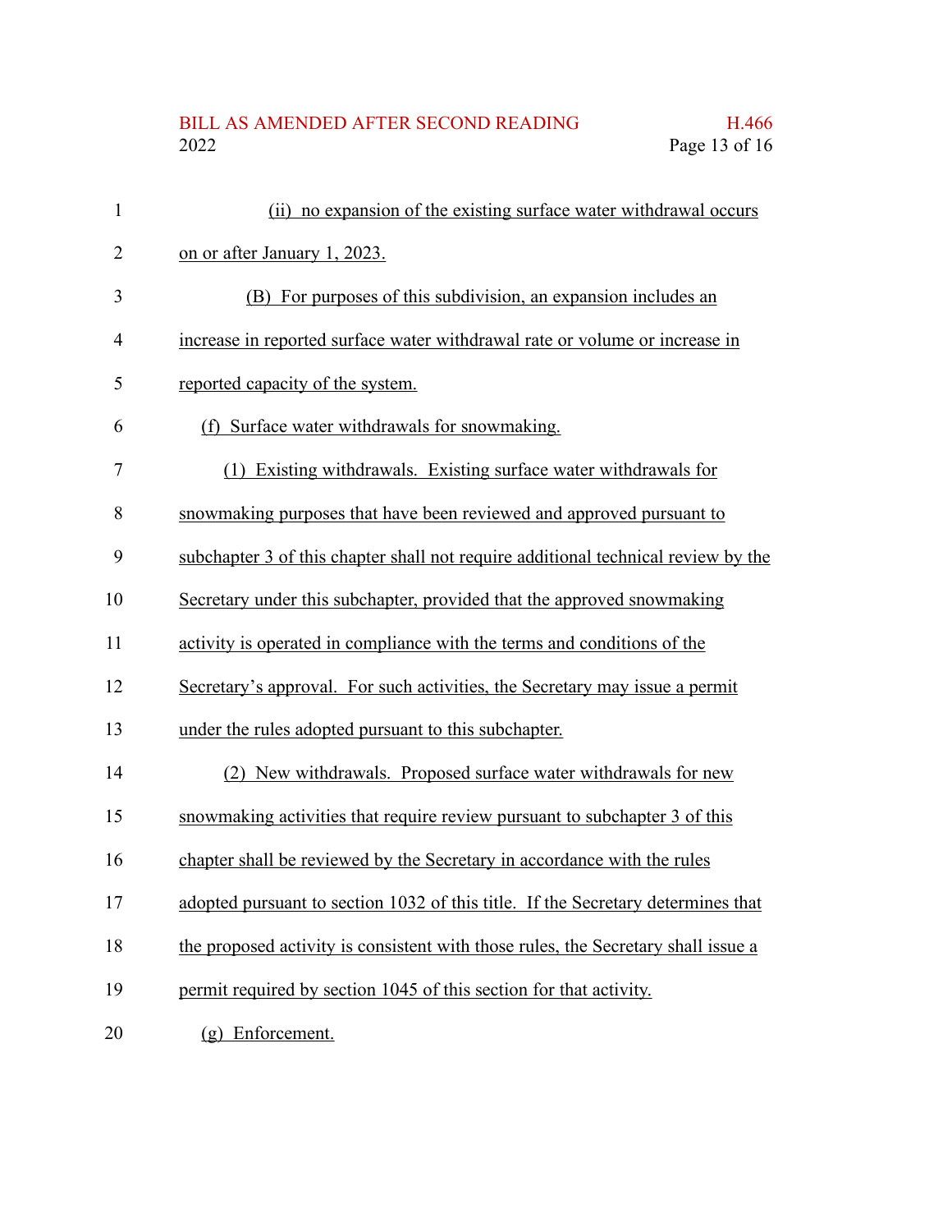(ii) no expansion of the existing surface water withdrawal occurs on or after January 1, 2023.

(B) For purposes of this subdivision, an expansion includes an increase in reported surface water withdrawal rate or volume or increase in reported capacity of the system.

(f) Surface water withdrawals for snowmaking.

(1) Existing withdrawals. Existing surface water withdrawals for snowmaking purposes that have been reviewed and approved pursuant to subchapter 3 of this chapter shall not require additional technical review by the Secretary under this subchapter, provided that the approved snowmaking activity is operated in compliance with the terms and conditions of the Secretary's approval. For such activities, the Secretary may issue a permit under the rules adopted pursuant to this subchapter.

(2) New withdrawals. Proposed surface water withdrawals for new snowmaking activities that require review pursuant to subchapter 3 of this chapter shall be reviewed by the Secretary in accordance with the rules adopted pursuant to section 1032 of this title. If the Secretary determines that the proposed activity is consistent with those rules, the Secretary shall issue a permit required by section 1045 of this section for that activity.

(g) Enforcement.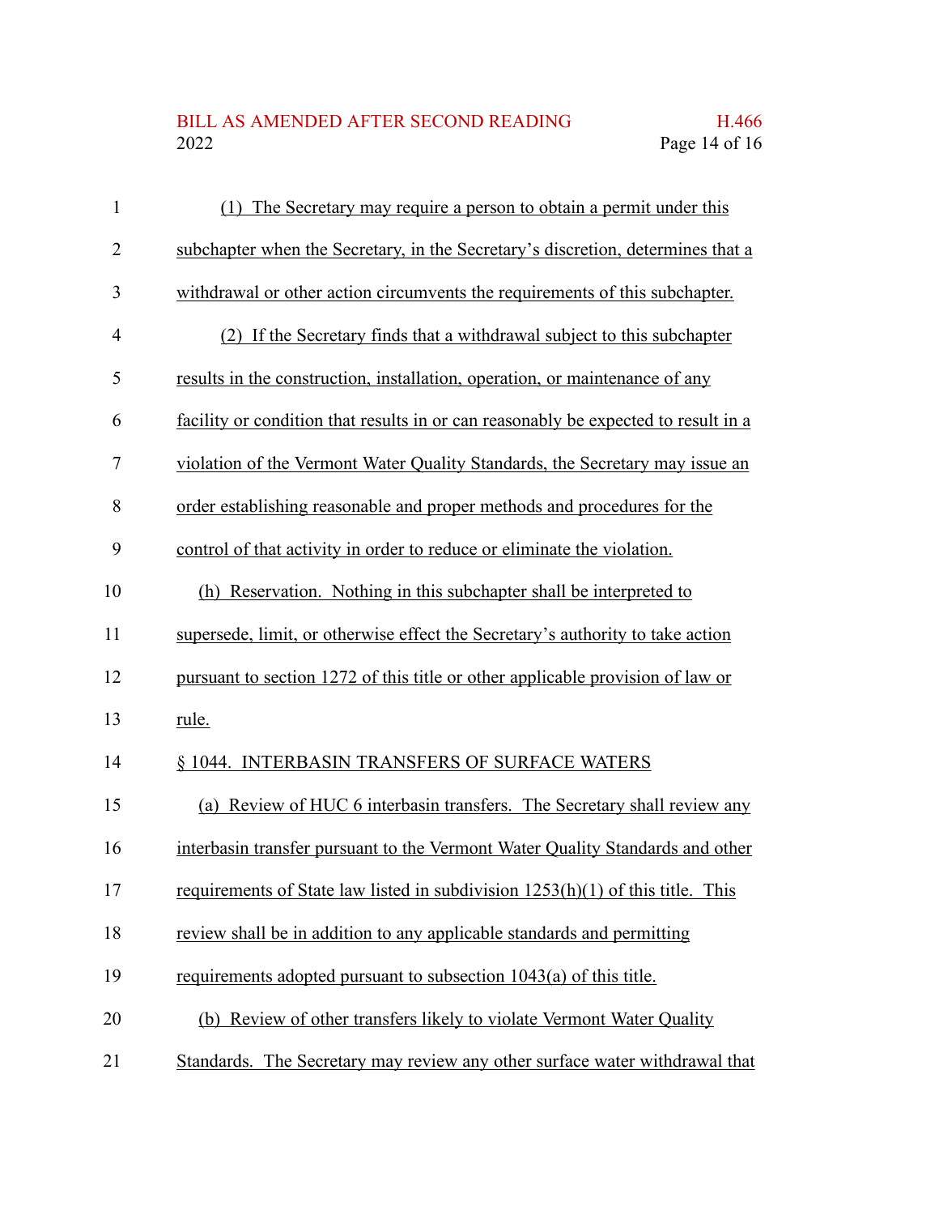(1) The Secretary may require a person to obtain a permit under this subchapter when the Secretary, in the Secretary's discretion, determines that a withdrawal or other action circumvents the requirements of this subchapter.

(2) If the Secretary finds that a withdrawal subject to this subchapter results in the construction, installation, operation, or maintenance of any facility or condition that results in or can reasonably be expected to result in a violation of the Vermont Water Quality Standards, the Secretary may issue an order establishing reasonable and proper methods and procedures for the control of that activity in order to reduce or eliminate the violation.

(h) Reservation. Nothing in this subchapter shall be interpreted to supersede, limit, or otherwise effect the Secretary's authority to take action pursuant to section 1272 of this title or other applicable provision of law or rule.

§ 1044. INTERBASIN TRANSFERS OF SURFACE WATERS

(a) Review of HUC 6 interbasin transfers. The Secretary shall review any interbasin transfer pursuant to the Vermont Water Quality Standards and other requirements of State law listed in subdivision 1253(h)(1) of this title. This review shall be in addition to any applicable standards and permitting requirements adopted pursuant to subsection 1043(a) of this title.

(b) Review of other transfers likely to violate Vermont Water Quality Standards. The Secretary may review any other surface water withdrawal that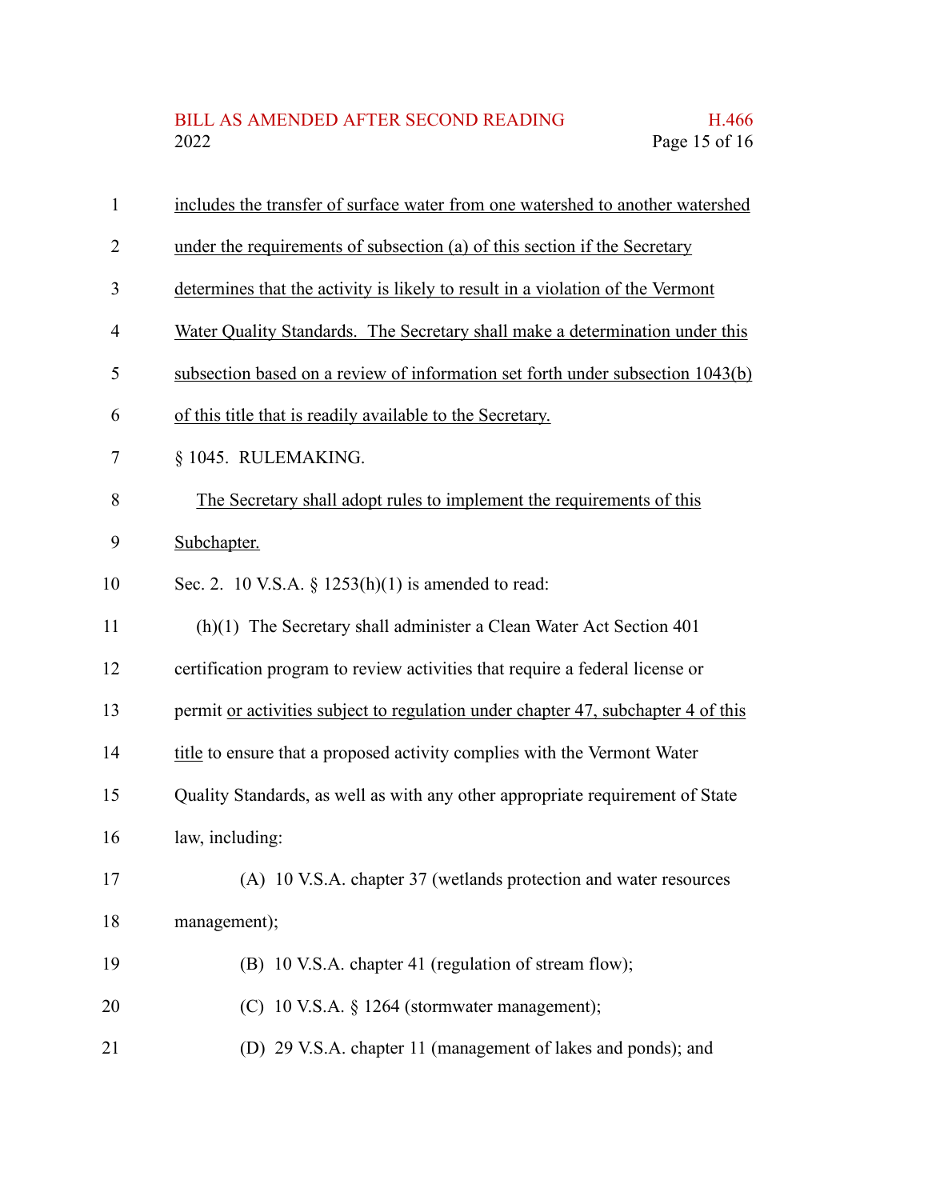includes the transfer of surface water from one watershed to another watershed under the requirements of subsection (a) of this section if the Secretary determines that the activity is likely to result in a violation of the Vermont Water Quality Standards. The Secretary shall make a determination under this subsection based on a review of information set forth under subsection 1043(b) of this title that is readily available to the Secretary.

§ 1045. RULEMAKING.

The Secretary shall adopt rules to implement the requirements of this Subchapter.

Sec. 2. 10 V.S.A. § 1253(h)(1) is amended to read:

(h)(1) The Secretary shall administer a Clean Water Act Section 401 certification program to review activities that require a federal license or permit or activities subject to regulation under chapter 47, subchapter 4 of this title to ensure that a proposed activity complies with the Vermont Water Quality Standards, as well as with any other appropriate requirement of State law, including:

(A) 10 V.S.A. chapter 37 (wetlands protection and water resources management);

(B) 10 V.S.A. chapter 41 (regulation of stream flow);

(C) 10 V.S.A. § 1264 (stormwater management);

(D) 29 V.S.A. chapter 11 (management of lakes and ponds); and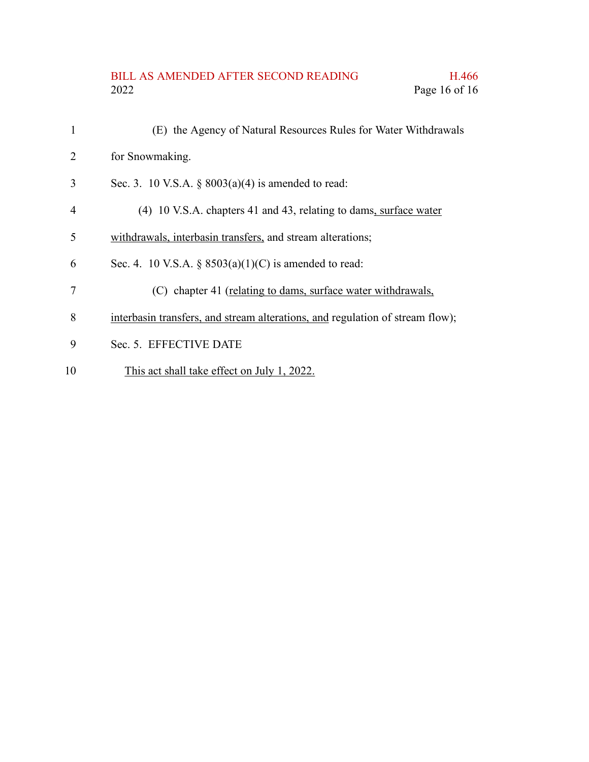(E) the Agency of Natural Resources Rules for Water Withdrawals for Snowmaking.

Sec. 3. 10 V.S.A. § 8003(a)(4) is amended to read:

(4) 10 V.S.A. chapters 41 and 43, relating to dams, surface water withdrawals, interbasin transfers, and stream alterations;

Sec. 4. 10 V.S.A. § 8503(a)(1)(C) is amended to read:

(C) chapter 41 (relating to dams, surface water withdrawals, interbasin transfers, and stream alterations, and regulation of stream flow);

Sec. 5. EFFECTIVE DATE

This act shall take effect on July 1, 2022.